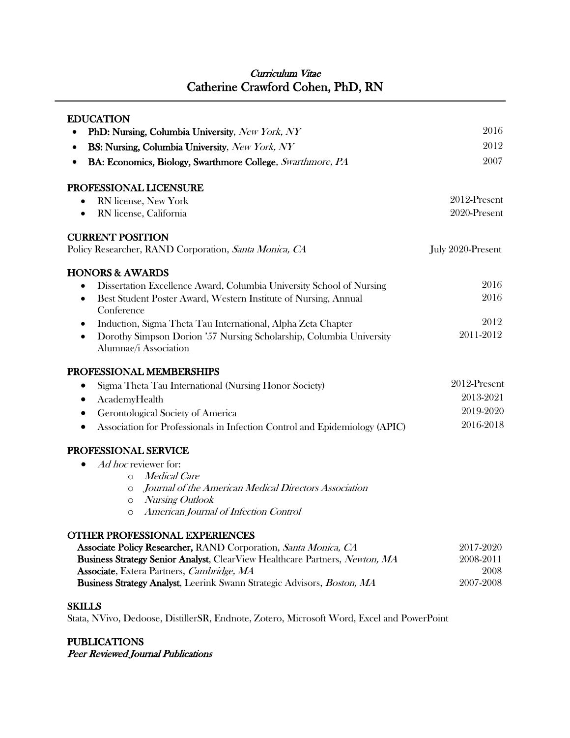*Curriculum Vitae*

# Catherine Crawford Cohen, PhD, RN

## EDUCATION

- **PhD: Nursing, Columbia University**, *New York, NY* — 2016
- **BS: Nursing, Columbia University**, *New York, NY* — 2012
- **BA: Economics, Biology, Swarthmore College**, *Swarthmore, PA* — 2007

## PROFESSIONAL LICENSURE

- RN license, New York — 2012-Present
- RN license, California — 2020-Present

## CURRENT POSITION

Policy Researcher, RAND Corporation, *Santa Monica, CA* — July 2020-Present

## HONORS & AWARDS

- Dissertation Excellence Award, Columbia University School of Nursing — 2016
- Best Student Poster Award, Western Institute of Nursing, Annual Conference — 2016
- Induction, Sigma Theta Tau International, Alpha Zeta Chapter — 2012
- Dorothy Simpson Dorion '57 Nursing Scholarship, Columbia University Alumnae/i Association — 2011-2012

## PROFESSIONAL MEMBERSHIPS

- Sigma Theta Tau International (Nursing Honor Society) — 2012-Present
- AcademyHealth — 2013-2021
- Gerontological Society of America — 2019-2020
- Association for Professionals in Infection Control and Epidemiology (APIC) — 2016-2018

## PROFESSIONAL SERVICE

- *Ad hoc* reviewer for:
  - *Medical Care*
  - *Journal of the American Medical Directors Association*
  - *Nursing Outlook*
  - *American Journal of Infection Control*

## OTHER PROFESSIONAL EXPERIENCES

**Associate Policy Researcher,** RAND Corporation, *Santa Monica, CA* — 2017-2020
**Business Strategy Senior Analyst**, ClearView Healthcare Partners, *Newton, MA* — 2008-2011
**Associate**, Extera Partners, *Cambridge, MA* — 2008
**Business Strategy Analyst**, Leerink Swann Strategic Advisors, *Boston, MA* — 2007-2008

## SKILLS

Stata, NVivo, Dedoose, DistillerSR, Endnote, Zotero, Microsoft Word, Excel and PowerPoint

## PUBLICATIONS

***Peer Reviewed Journal Publications***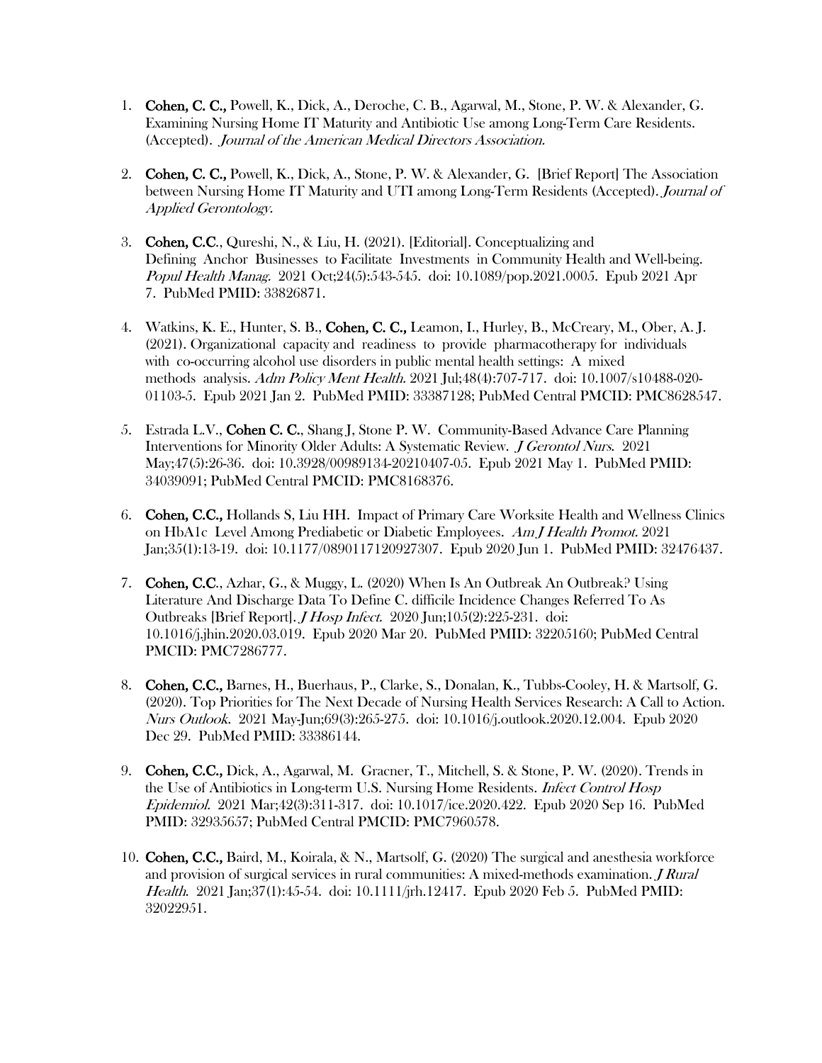1. **Cohen, C. C.,** Powell, K., Dick, A., Deroche, C. B., Agarwal, M., Stone, P. W. & Alexander, G. Examining Nursing Home IT Maturity and Antibiotic Use among Long-Term Care Residents. (Accepted). *Journal of the American Medical Directors Association.*

2. **Cohen, C. C.,** Powell, K., Dick, A., Stone, P. W. & Alexander, G. [Brief Report] The Association between Nursing Home IT Maturity and UTI among Long-Term Residents (Accepted). *Journal of Applied Gerontology.*

3. **Cohen, C.C**., Qureshi, N., & Liu, H. (2021). [Editorial]. Conceptualizing and Defining Anchor Businesses to Facilitate Investments in Community Health and Well-being. *Popul Health Manag.* 2021 Oct;24(5):543-545. doi: 10.1089/pop.2021.0005. Epub 2021 Apr 7. PubMed PMID: 33826871.

4. Watkins, K. E., Hunter, S. B., **Cohen, C. C.,** Leamon, I., Hurley, B., McCreary, M., Ober, A. J. (2021). Organizational capacity and readiness to provide pharmacotherapy for individuals with co-occurring alcohol use disorders in public mental health settings: A mixed methods analysis. *Adm Policy Ment Health.* 2021 Jul;48(4):707-717. doi: 10.1007/s10488-020-01103-5. Epub 2021 Jan 2. PubMed PMID: 33387128; PubMed Central PMCID: PMC8628547.

5. Estrada L.V., **Cohen C. C.**, Shang J, Stone P. W. Community-Based Advance Care Planning Interventions for Minority Older Adults: A Systematic Review. *J Gerontol Nurs.* 2021 May;47(5):26-36. doi: 10.3928/00989134-20210407-05. Epub 2021 May 1. PubMed PMID: 34039091; PubMed Central PMCID: PMC8168376.

6. **Cohen, C.C.,** Hollands S, Liu HH. Impact of Primary Care Worksite Health and Wellness Clinics on HbA1c Level Among Prediabetic or Diabetic Employees. *Am J Health Promot.* 2021 Jan;35(1):13-19. doi: 10.1177/0890117120927307. Epub 2020 Jun 1. PubMed PMID: 32476437.

7. **Cohen, C.C**., Azhar, G., & Muggy, L. (2020) When Is An Outbreak An Outbreak? Using Literature And Discharge Data To Define C. difficile Incidence Changes Referred To As Outbreaks [Brief Report]. *J Hosp Infect.* 2020 Jun;105(2):225-231. doi: 10.1016/j.jhin.2020.03.019. Epub 2020 Mar 20. PubMed PMID: 32205160; PubMed Central PMCID: PMC7286777.

8. **Cohen, C.C.,** Barnes, H., Buerhaus, P., Clarke, S., Donalan, K., Tubbs-Cooley, H. & Martsolf, G. (2020). Top Priorities for The Next Decade of Nursing Health Services Research: A Call to Action. *Nurs Outlook.* 2021 May-Jun;69(3):265-275. doi: 10.1016/j.outlook.2020.12.004. Epub 2020 Dec 29. PubMed PMID: 33386144.

9. **Cohen, C.C.,** Dick, A., Agarwal, M. Gracner, T., Mitchell, S. & Stone, P. W. (2020). Trends in the Use of Antibiotics in Long-term U.S. Nursing Home Residents. *Infect Control Hosp Epidemiol.* 2021 Mar;42(3):311-317. doi: 10.1017/ice.2020.422. Epub 2020 Sep 16. PubMed PMID: 32935657; PubMed Central PMCID: PMC7960578.

10. **Cohen, C.C.,** Baird, M., Koirala, & N., Martsolf, G. (2020) The surgical and anesthesia workforce and provision of surgical services in rural communities: A mixed-methods examination. *J Rural Health.* 2021 Jan;37(1):45-54. doi: 10.1111/jrh.12417. Epub 2020 Feb 5. PubMed PMID: 32022951.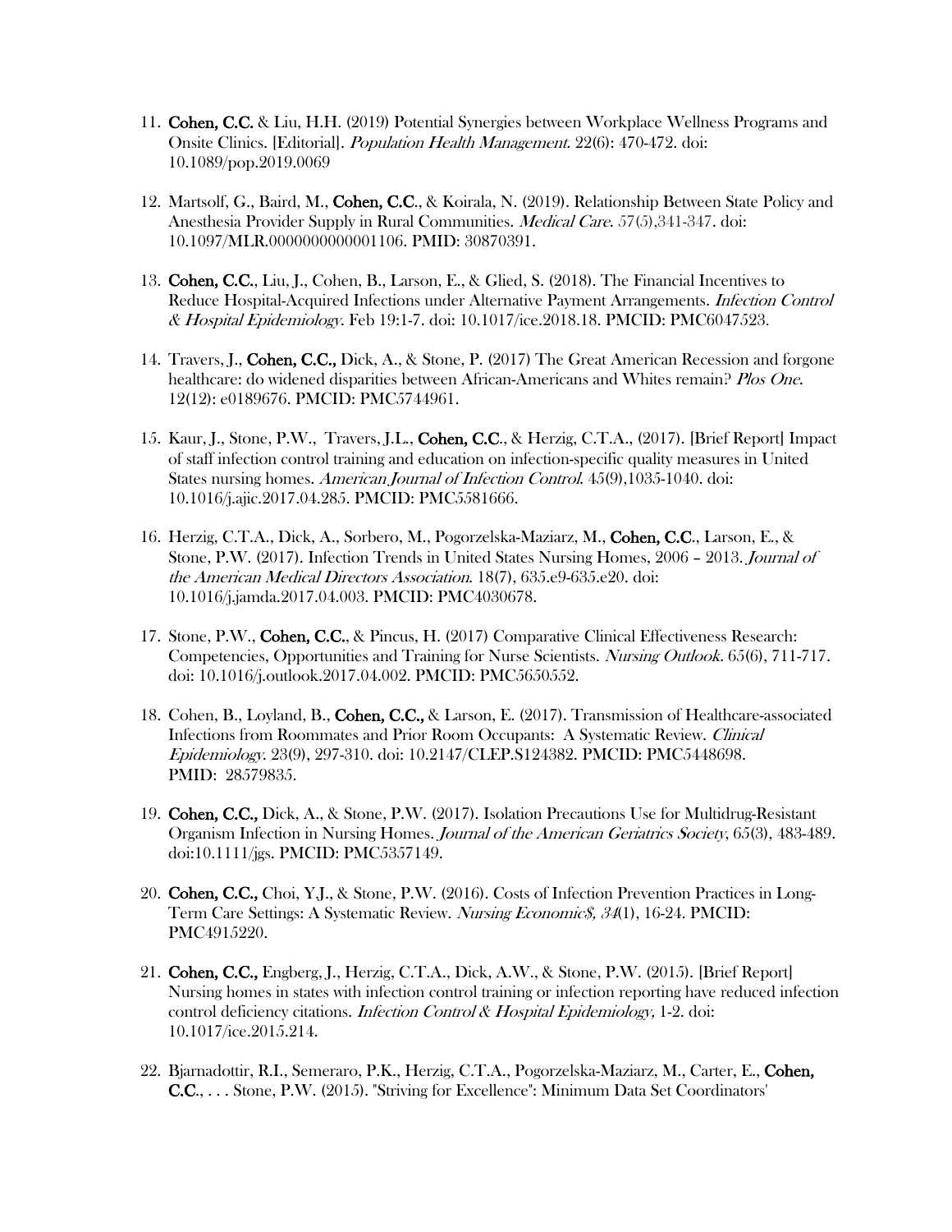11. **Cohen, C.C.** & Liu, H.H. (2019) Potential Synergies between Workplace Wellness Programs and Onsite Clinics. [Editorial]. *Population Health Management.* 22(6): 470-472. doi: 10.1089/pop.2019.0069

12. Martsolf, G., Baird, M., **Cohen, C.C**., & Koirala, N. (2019). Relationship Between State Policy and Anesthesia Provider Supply in Rural Communities. *Medical Care*. 57(5),341-347. doi: 10.1097/MLR.0000000000001106. PMID: 30870391.

13. **Cohen, C.C.**, Liu, J., Cohen, B., Larson, E., & Glied, S. (2018). The Financial Incentives to Reduce Hospital-Acquired Infections under Alternative Payment Arrangements. *Infection Control & Hospital Epidemiology*. Feb 19:1-7. doi: 10.1017/ice.2018.18. PMCID: PMC6047523.

14. Travers, J., **Cohen, C.C.,** Dick, A., & Stone, P. (2017) The Great American Recession and forgone healthcare: do widened disparities between African-Americans and Whites remain? *Plos One*. 12(12): e0189676. PMCID: PMC5744961.

15. Kaur, J., Stone, P.W., Travers, J.L., **Cohen, C.C.**, & Herzig, C.T.A., (2017). [Brief Report] Impact of staff infection control training and education on infection-specific quality measures in United States nursing homes. *American Journal of Infection Control*. 45(9),1035-1040. doi: 10.1016/j.ajic.2017.04.285. PMCID: PMC5581666.

16. Herzig, C.T.A., Dick, A., Sorbero, M., Pogorzelska-Maziarz, M., **Cohen, C.C**., Larson, E., & Stone, P.W. (2017). Infection Trends in United States Nursing Homes, 2006 – 2013. *Journal of the American Medical Directors Association*. 18(7), 635.e9-635.e20. doi: 10.1016/j.jamda.2017.04.003. PMCID: PMC4030678.

17. Stone, P.W., **Cohen, C.C.**, & Pincus, H. (2017) Comparative Clinical Effectiveness Research: Competencies, Opportunities and Training for Nurse Scientists. *Nursing Outlook*. 65(6), 711-717. doi: 10.1016/j.outlook.2017.04.002. PMCID: PMC5650552.

18. Cohen, B., Loyland, B., **Cohen, C.C.,** & Larson, E. (2017). Transmission of Healthcare-associated Infections from Roommates and Prior Room Occupants: A Systematic Review. *Clinical Epidemiology*. 23(9), 297-310. doi: 10.2147/CLEP.S124382. PMCID: PMC5448698. PMID: 28579835.

19. **Cohen, C.C.,** Dick, A., & Stone, P.W. (2017). Isolation Precautions Use for Multidrug-Resistant Organism Infection in Nursing Homes. *Journal of the American Geriatrics Society*, 65(3), 483-489. doi:10.1111/jgs. PMCID: PMC5357149.

20. **Cohen, C.C.,** Choi, Y.J., & Stone, P.W. (2016). Costs of Infection Prevention Practices in Long-Term Care Settings: A Systematic Review. *Nursing Economic$, 34*(1), 16-24. PMCID: PMC4915220.

21. **Cohen, C.C.,** Engberg, J., Herzig, C.T.A., Dick, A.W., & Stone, P.W. (2015). [Brief Report] Nursing homes in states with infection control training or infection reporting have reduced infection control deficiency citations. *Infection Control & Hospital Epidemiology,* 1-2. doi: 10.1017/ice.2015.214.

22. Bjarnadottir, R.I., Semeraro, P.K., Herzig, C.T.A., Pogorzelska-Maziarz, M., Carter, E., **Cohen, C.C.**, . . . Stone, P.W. (2015). "Striving for Excellence": Minimum Data Set Coordinators'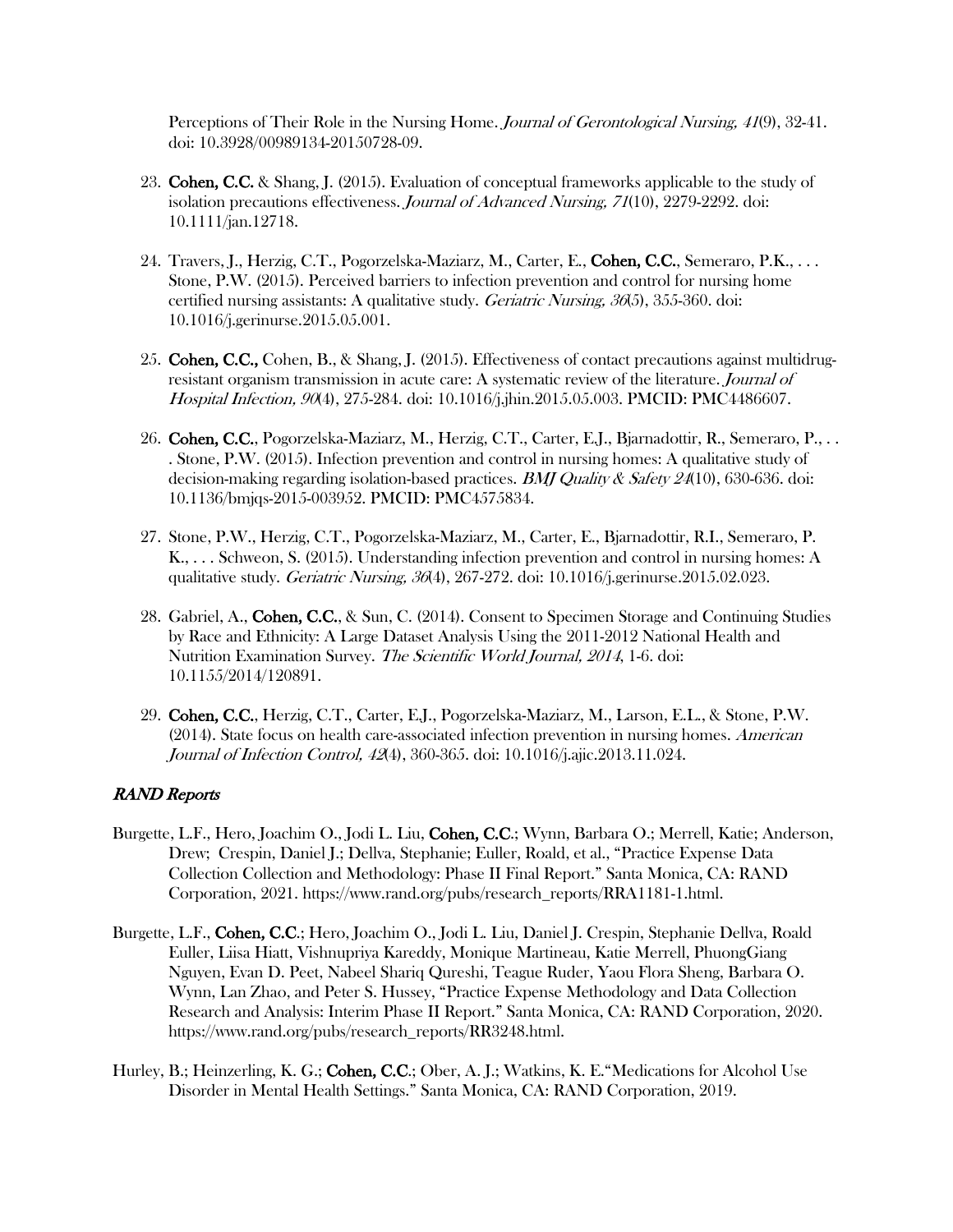Perceptions of Their Role in the Nursing Home. *Journal of Gerontological Nursing, 41*(9), 32-41. doi: 10.3928/00989134-20150728-09.

23. **Cohen, C.C.** & Shang, J. (2015). Evaluation of conceptual frameworks applicable to the study of isolation precautions effectiveness. *Journal of Advanced Nursing, 71*(10), 2279-2292. doi: 10.1111/jan.12718.

24. Travers, J., Herzig, C.T., Pogorzelska-Maziarz, M., Carter, E., **Cohen, C.C.**, Semeraro, P.K., . . . Stone, P.W. (2015). Perceived barriers to infection prevention and control for nursing home certified nursing assistants: A qualitative study. *Geriatric Nursing, 36*(5), 355-360. doi: 10.1016/j.gerinurse.2015.05.001.

25. **Cohen, C.C.,** Cohen, B., & Shang, J. (2015). Effectiveness of contact precautions against multidrug-resistant organism transmission in acute care: A systematic review of the literature. *Journal of Hospital Infection, 90*(4), 275-284. doi: 10.1016/j.jhin.2015.05.003. PMCID: PMC4486607.

26. **Cohen, C.C.**, Pogorzelska-Maziarz, M., Herzig, C.T., Carter, E.J., Bjarnadottir, R., Semeraro, P., . . . Stone, P.W. (2015). Infection prevention and control in nursing homes: A qualitative study of decision-making regarding isolation-based practices. *BMJ Quality & Safety 24*(10), 630-636. doi: 10.1136/bmjqs-2015-003952. PMCID: PMC4575834.

27. Stone, P.W., Herzig, C.T., Pogorzelska-Maziarz, M., Carter, E., Bjarnadottir, R.I., Semeraro, P. K., . . . Schweon, S. (2015). Understanding infection prevention and control in nursing homes: A qualitative study. *Geriatric Nursing, 36*(4), 267-272. doi: 10.1016/j.gerinurse.2015.02.023.

28. Gabriel, A., **Cohen, C.C.**, & Sun, C. (2014). Consent to Specimen Storage and Continuing Studies by Race and Ethnicity: A Large Dataset Analysis Using the 2011-2012 National Health and Nutrition Examination Survey. *The Scientific World Journal, 2014*, 1-6. doi: 10.1155/2014/120891.

29. **Cohen, C.C.**, Herzig, C.T., Carter, E.J., Pogorzelska-Maziarz, M., Larson, E.L., & Stone, P.W. (2014). State focus on health care-associated infection prevention in nursing homes. *American Journal of Infection Control, 42*(4), 360-365. doi: 10.1016/j.ajic.2013.11.024.

### *RAND Reports*

Burgette, L.F., Hero, Joachim O., Jodi L. Liu, **Cohen, C.C.**; Wynn, Barbara O.; Merrell, Katie; Anderson, Drew; Crespin, Daniel J.; Dellva, Stephanie; Euller, Roald, et al., "Practice Expense Data Collection Collection and Methodology: Phase II Final Report." Santa Monica, CA: RAND Corporation, 2021. https://www.rand.org/pubs/research_reports/RRA1181-1.html.

Burgette, L.F., **Cohen, C.C**.; Hero, Joachim O., Jodi L. Liu, Daniel J. Crespin, Stephanie Dellva, Roald Euller, Liisa Hiatt, Vishnupriya Kareddy, Monique Martineau, Katie Merrell, PhuongGiang Nguyen, Evan D. Peet, Nabeel Shariq Qureshi, Teague Ruder, Yaou Flora Sheng, Barbara O. Wynn, Lan Zhao, and Peter S. Hussey, "Practice Expense Methodology and Data Collection Research and Analysis: Interim Phase II Report." Santa Monica, CA: RAND Corporation, 2020. https://www.rand.org/pubs/research_reports/RR3248.html.

Hurley, B.; Heinzerling, K. G.; **Cohen, C.C.**; Ober, A. J.; Watkins, K. E."Medications for Alcohol Use Disorder in Mental Health Settings." Santa Monica, CA: RAND Corporation, 2019.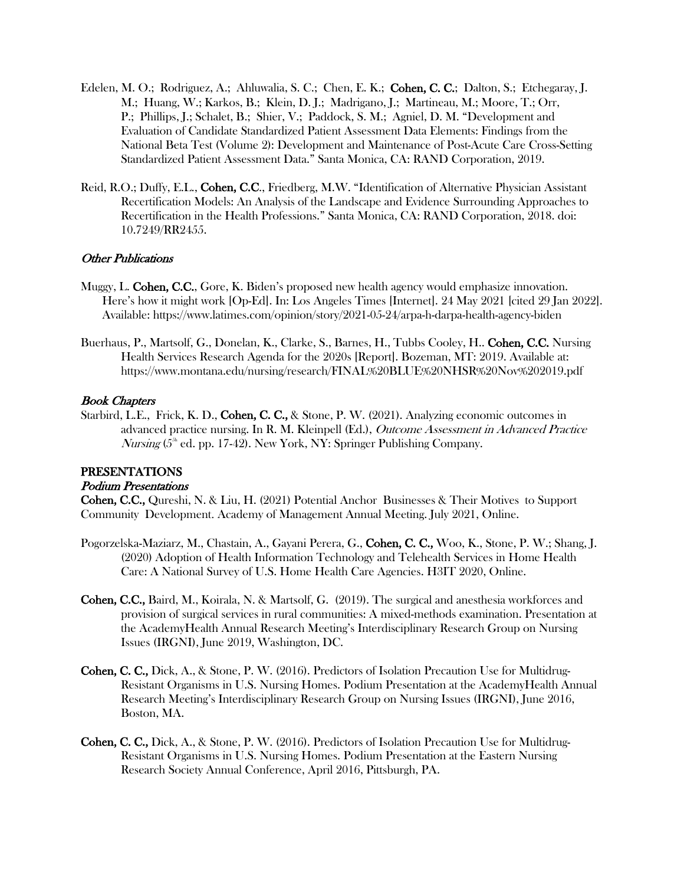Edelen, M. O.; Rodriguez, A.; Ahluwalia, S. C.; Chen, E. K.; **Cohen, C. C.**; Dalton, S.; Etchegaray, J. M.; Huang, W.; Karkos, B.; Klein, D. J.; Madrigano, J.; Martineau, M.; Moore, T.; Orr, P.; Phillips, J.; Schalet, B.; Shier, V.; Paddock, S. M.; Agniel, D. M. "Development and Evaluation of Candidate Standardized Patient Assessment Data Elements: Findings from the National Beta Test (Volume 2): Development and Maintenance of Post-Acute Care Cross-Setting Standardized Patient Assessment Data." Santa Monica, CA: RAND Corporation, 2019.

Reid, R.O.; Duffy, E.L., **Cohen, C.C.**, Friedberg, M.W. "Identification of Alternative Physician Assistant Recertification Models: An Analysis of the Landscape and Evidence Surrounding Approaches to Recertification in the Health Professions." Santa Monica, CA: RAND Corporation, 2018. doi: 10.7249/RR2455.

### *Other Publications*

Muggy, L. **Cohen, C.C.**, Gore, K. Biden's proposed new health agency would emphasize innovation. Here's how it might work [Op-Ed]. In: Los Angeles Times [Internet]. 24 May 2021 [cited 29 Jan 2022]. Available: https://www.latimes.com/opinion/story/2021-05-24/arpa-h-darpa-health-agency-biden

Buerhaus, P., Martsolf, G., Donelan, K., Clarke, S., Barnes, H., Tubbs Cooley, H.. **Cohen, C.C.** Nursing Health Services Research Agenda for the 2020s [Report]. Bozeman, MT: 2019. Available at: https://www.montana.edu/nursing/research/FINAL%20BLUE%20NHSR%20Nov%202019.pdf

### *Book Chapters*

Starbird, L.E., Frick, K. D., **Cohen, C. C.,** & Stone, P. W. (2021). Analyzing economic outcomes in advanced practice nursing. In R. M. Kleinpell (Ed.), *Outcome Assessment in Advanced Practice Nursing* (5th ed. pp. 17-42). New York, NY: Springer Publishing Company.

## PRESENTATIONS

### *Podium Presentations*

**Cohen, C.C.,** Qureshi, N. & Liu, H. (2021) Potential Anchor Businesses & Their Motives to Support Community Development. Academy of Management Annual Meeting. July 2021, Online.

Pogorzelska-Maziarz, M., Chastain, A., Gayani Perera, G., **Cohen, C. C.,** Woo, K., Stone, P. W.; Shang, J. (2020) Adoption of Health Information Technology and Telehealth Services in Home Health Care: A National Survey of U.S. Home Health Care Agencies. H3IT 2020, Online.

**Cohen, C.C.,** Baird, M., Koirala, N. & Martsolf, G. (2019). The surgical and anesthesia workforces and provision of surgical services in rural communities: A mixed-methods examination. Presentation at the AcademyHealth Annual Research Meeting's Interdisciplinary Research Group on Nursing Issues (IRGNI), June 2019, Washington, DC.

**Cohen, C. C.,** Dick, A., & Stone, P. W. (2016). Predictors of Isolation Precaution Use for Multidrug-Resistant Organisms in U.S. Nursing Homes. Podium Presentation at the AcademyHealth Annual Research Meeting's Interdisciplinary Research Group on Nursing Issues (IRGNI), June 2016, Boston, MA.

**Cohen, C. C.,** Dick, A., & Stone, P. W. (2016). Predictors of Isolation Precaution Use for Multidrug-Resistant Organisms in U.S. Nursing Homes. Podium Presentation at the Eastern Nursing Research Society Annual Conference, April 2016, Pittsburgh, PA.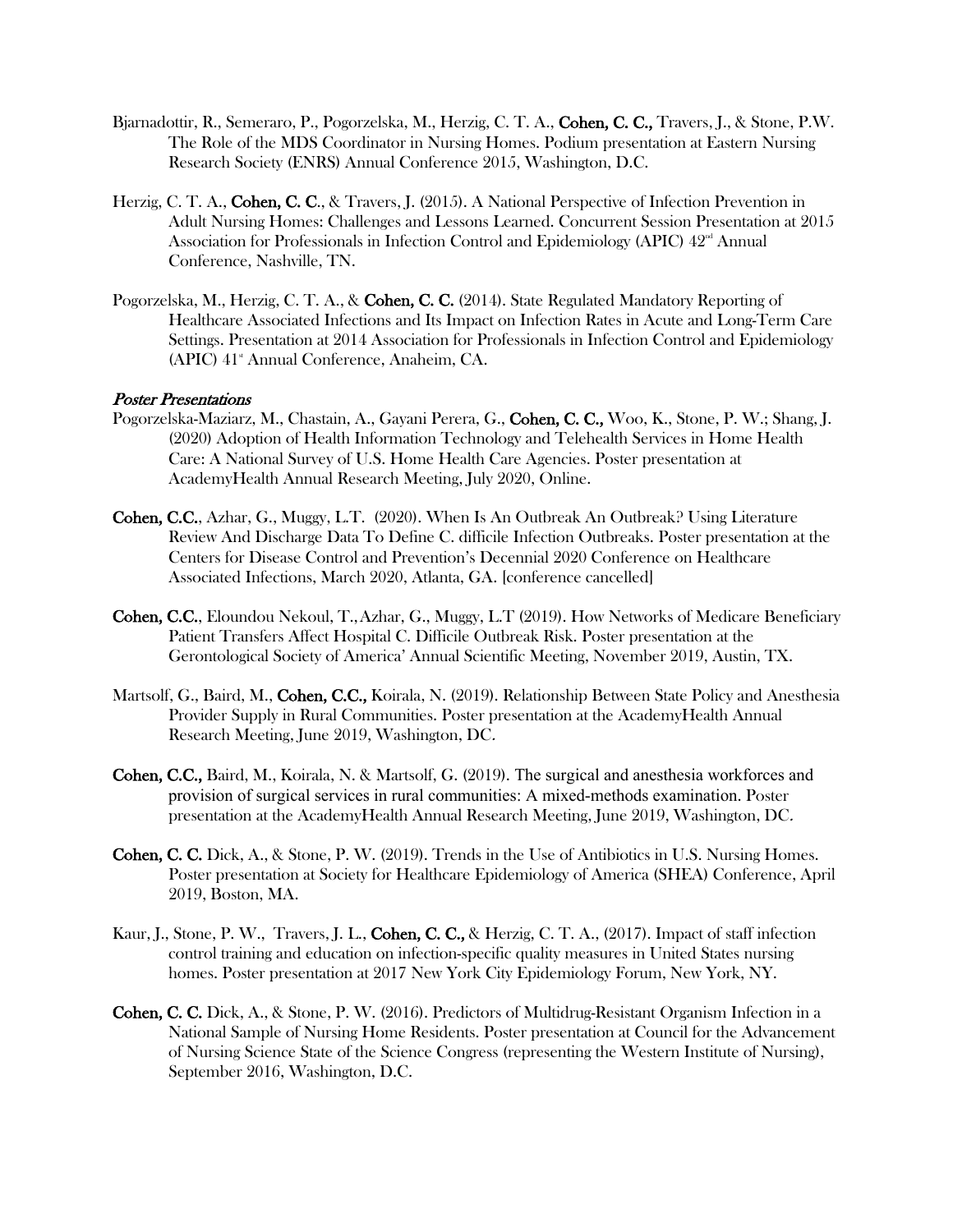Bjarnadottir, R., Semeraro, P., Pogorzelska, M., Herzig, C. T. A., **Cohen, C. C.,** Travers, J., & Stone, P.W. The Role of the MDS Coordinator in Nursing Homes. Podium presentation at Eastern Nursing Research Society (ENRS) Annual Conference 2015, Washington, D.C.

Herzig, C. T. A., **Cohen, C. C**., & Travers, J. (2015). A National Perspective of Infection Prevention in Adult Nursing Homes: Challenges and Lessons Learned. Concurrent Session Presentation at 2015 Association for Professionals in Infection Control and Epidemiology (APIC) 42nd Annual Conference, Nashville, TN.

Pogorzelska, M., Herzig, C. T. A., & **Cohen, C. C.** (2014). State Regulated Mandatory Reporting of Healthcare Associated Infections and Its Impact on Infection Rates in Acute and Long-Term Care Settings. Presentation at 2014 Association for Professionals in Infection Control and Epidemiology (APIC) 41st Annual Conference, Anaheim, CA.

***Poster Presentations***

Pogorzelska-Maziarz, M., Chastain, A., Gayani Perera, G., **Cohen, C. C.,** Woo, K., Stone, P. W.; Shang, J. (2020) Adoption of Health Information Technology and Telehealth Services in Home Health Care: A National Survey of U.S. Home Health Care Agencies. Poster presentation at AcademyHealth Annual Research Meeting, July 2020, Online.

**Cohen, C.C.**, Azhar, G., Muggy, L.T. (2020). When Is An Outbreak An Outbreak? Using Literature Review And Discharge Data To Define C. difficile Infection Outbreaks. Poster presentation at the Centers for Disease Control and Prevention's Decennial 2020 Conference on Healthcare Associated Infections, March 2020, Atlanta, GA. [conference cancelled]

**Cohen, C.C.**, Eloundou Nekoul, T., Azhar, G., Muggy, L.T (2019). How Networks of Medicare Beneficiary Patient Transfers Affect Hospital C. Difficile Outbreak Risk. Poster presentation at the Gerontological Society of America' Annual Scientific Meeting, November 2019, Austin, TX.

Martsolf, G., Baird, M., **Cohen, C.C.,** Koirala, N. (2019). Relationship Between State Policy and Anesthesia Provider Supply in Rural Communities. Poster presentation at the AcademyHealth Annual Research Meeting, June 2019, Washington, DC.

**Cohen, C.C.,** Baird, M., Koirala, N. & Martsolf, G. (2019). The surgical and anesthesia workforces and provision of surgical services in rural communities: A mixed-methods examination. Poster presentation at the AcademyHealth Annual Research Meeting, June 2019, Washington, DC.

**Cohen, C. C.** Dick, A., & Stone, P. W. (2019). Trends in the Use of Antibiotics in U.S. Nursing Homes. Poster presentation at Society for Healthcare Epidemiology of America (SHEA) Conference, April 2019, Boston, MA.

Kaur, J., Stone, P. W., Travers, J. L., **Cohen, C. C.,** & Herzig, C. T. A., (2017). Impact of staff infection control training and education on infection-specific quality measures in United States nursing homes. Poster presentation at 2017 New York City Epidemiology Forum, New York, NY.

**Cohen, C. C.** Dick, A., & Stone, P. W. (2016). Predictors of Multidrug-Resistant Organism Infection in a National Sample of Nursing Home Residents. Poster presentation at Council for the Advancement of Nursing Science State of the Science Congress (representing the Western Institute of Nursing), September 2016, Washington, D.C.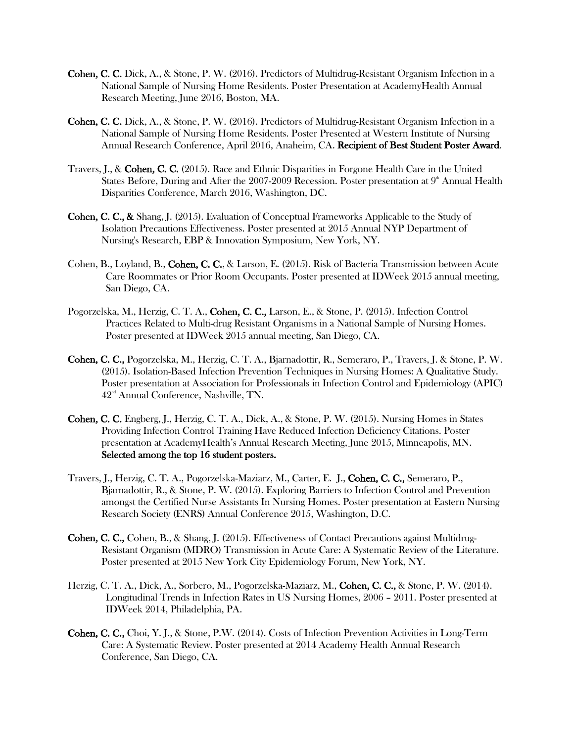**Cohen, C. C.** Dick, A., & Stone, P. W. (2016). Predictors of Multidrug-Resistant Organism Infection in a National Sample of Nursing Home Residents. Poster Presentation at AcademyHealth Annual Research Meeting, June 2016, Boston, MA.

**Cohen, C. C.** Dick, A., & Stone, P. W. (2016). Predictors of Multidrug-Resistant Organism Infection in a National Sample of Nursing Home Residents. Poster Presented at Western Institute of Nursing Annual Research Conference, April 2016, Anaheim, CA. **Recipient of Best Student Poster Award**.

Travers, J., & **Cohen, C. C.** (2015). Race and Ethnic Disparities in Forgone Health Care in the United States Before, During and After the 2007-2009 Recession. Poster presentation at 9th Annual Health Disparities Conference, March 2016, Washington, DC.

**Cohen, C. C., &** Shang, J. (2015). Evaluation of Conceptual Frameworks Applicable to the Study of Isolation Precautions Effectiveness. Poster presented at 2015 Annual NYP Department of Nursing's Research, EBP & Innovation Symposium, New York, NY.

Cohen, B., Loyland, B., **Cohen, C. C.**, & Larson, E. (2015). Risk of Bacteria Transmission between Acute Care Roommates or Prior Room Occupants. Poster presented at IDWeek 2015 annual meeting, San Diego, CA.

Pogorzelska, M., Herzig, C. T. A., **Cohen, C. C.,** Larson, E., & Stone, P. (2015). Infection Control Practices Related to Multi-drug Resistant Organisms in a National Sample of Nursing Homes. Poster presented at IDWeek 2015 annual meeting, San Diego, CA.

**Cohen, C. C.,** Pogorzelska, M., Herzig, C. T. A., Bjarnadottir, R., Semeraro, P., Travers, J. & Stone, P. W. (2015). Isolation-Based Infection Prevention Techniques in Nursing Homes: A Qualitative Study. Poster presentation at Association for Professionals in Infection Control and Epidemiology (APIC) 42nd Annual Conference, Nashville, TN.

**Cohen, C. C.** Engberg, J., Herzig, C. T. A., Dick, A., & Stone, P. W. (2015). Nursing Homes in States Providing Infection Control Training Have Reduced Infection Deficiency Citations. Poster presentation at AcademyHealth's Annual Research Meeting, June 2015, Minneapolis, MN. **Selected among the top 16 student posters.**

Travers, J., Herzig, C. T. A., Pogorzelska-Maziarz, M., Carter, E. J., **Cohen, C. C.,** Semeraro, P., Bjarnadottir, R., & Stone, P. W. (2015). Exploring Barriers to Infection Control and Prevention amongst the Certified Nurse Assistants In Nursing Homes. Poster presentation at Eastern Nursing Research Society (ENRS) Annual Conference 2015, Washington, D.C.

**Cohen, C. C.,** Cohen, B., & Shang, J. (2015). Effectiveness of Contact Precautions against Multidrug-Resistant Organism (MDRO) Transmission in Acute Care: A Systematic Review of the Literature. Poster presented at 2015 New York City Epidemiology Forum, New York, NY.

Herzig, C. T. A., Dick, A., Sorbero, M., Pogorzelska-Maziarz, M., **Cohen, C. C.,** & Stone, P. W. (2014). Longitudinal Trends in Infection Rates in US Nursing Homes, 2006 – 2011. Poster presented at IDWeek 2014, Philadelphia, PA.

**Cohen, C. C.,** Choi, Y. J., & Stone, P.W. (2014). Costs of Infection Prevention Activities in Long-Term Care: A Systematic Review. Poster presented at 2014 Academy Health Annual Research Conference, San Diego, CA.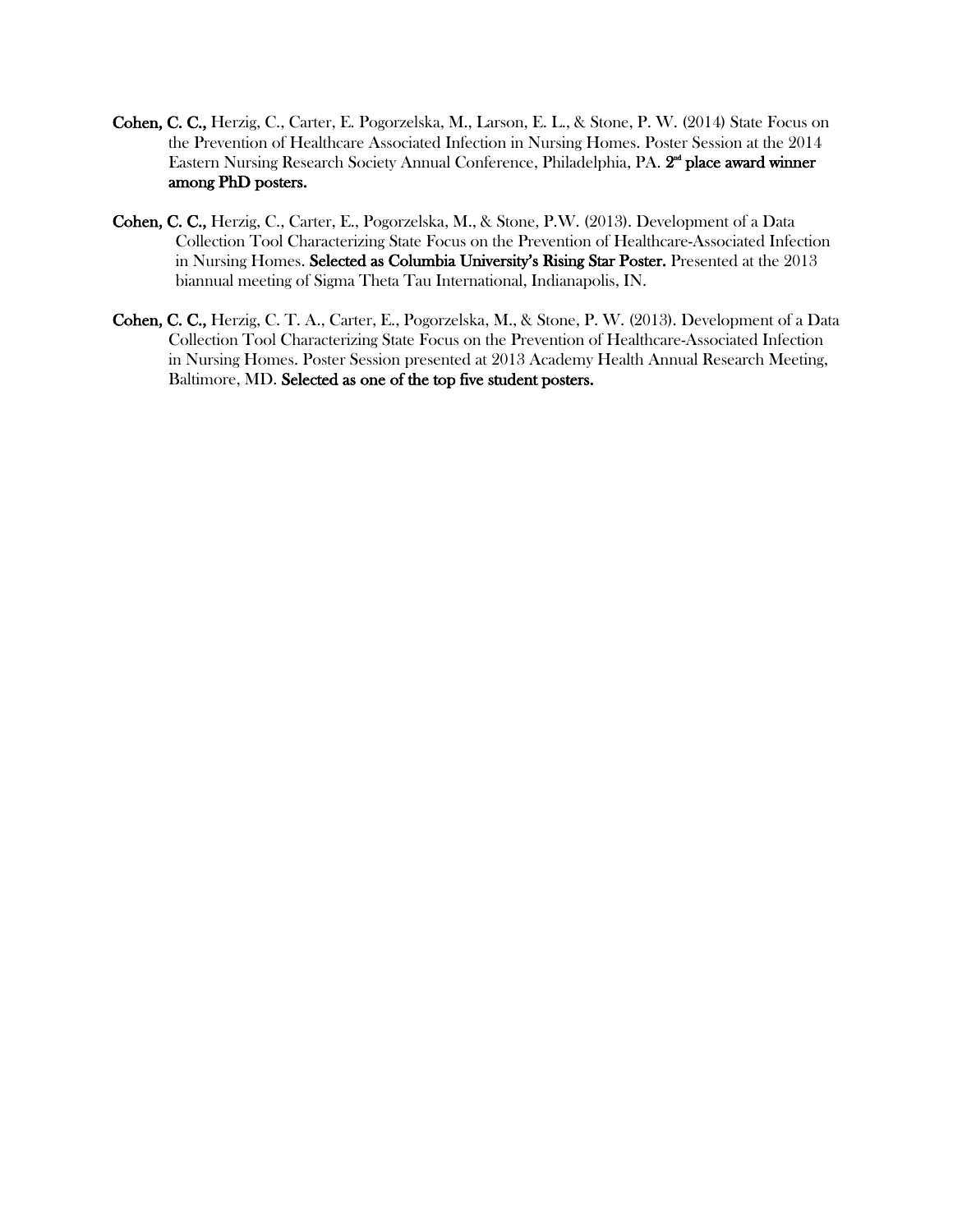**Cohen, C. C.,** Herzig, C., Carter, E. Pogorzelska, M., Larson, E. L., & Stone, P. W. (2014) State Focus on the Prevention of Healthcare Associated Infection in Nursing Homes. Poster Session at the 2014 Eastern Nursing Research Society Annual Conference, Philadelphia, PA. **2nd place award winner among PhD posters.**

**Cohen, C. C.,** Herzig, C., Carter, E., Pogorzelska, M., & Stone, P.W. (2013). Development of a Data Collection Tool Characterizing State Focus on the Prevention of Healthcare-Associated Infection in Nursing Homes. **Selected as Columbia University's Rising Star Poster.** Presented at the 2013 biannual meeting of Sigma Theta Tau International, Indianapolis, IN.

**Cohen, C. C.,** Herzig, C. T. A., Carter, E., Pogorzelska, M., & Stone, P. W. (2013). Development of a Data Collection Tool Characterizing State Focus on the Prevention of Healthcare-Associated Infection in Nursing Homes. Poster Session presented at 2013 Academy Health Annual Research Meeting, Baltimore, MD. **Selected as one of the top five student posters.**